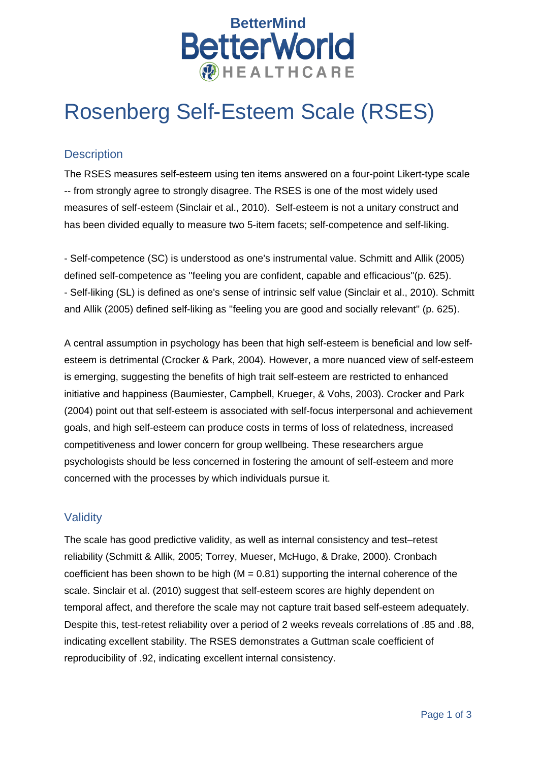BetterMind BetterWorld HEALTHCARE

# Rosenberg Self-Esteem Scale (RSES)

## Description

The RSES measures self-esteem using ten items answered on a four-point Likert-type scale -- from strongly agree to strongly disagree. The RSES is one of the most widely used measures of self-esteem (Sinclair et al., 2010). Self-esteem is not a unitary construct and has been divided equally to measure two 5-item facets; self-competence and self-liking.

- Self-competence (SC) is understood as one's instrumental value. Schmitt and Allik (2005) defined self-competence as "feeling you are confident, capable and efficacious"(p. 625).
- Self-liking (SL) is defined as one's sense of intrinsic self value (Sinclair et al., 2010). Schmitt and Allik (2005) defined self-liking as "feeling you are good and socially relevant" (p. 625).

A central assumption in psychology has been that high self-esteem is beneficial and low self-esteem is detrimental (Crocker & Park, 2004). However, a more nuanced view of self-esteem is emerging, suggesting the benefits of high trait self-esteem are restricted to enhanced initiative and happiness (Baumiester, Campbell, Krueger, & Vohs, 2003). Crocker and Park (2004) point out that self-esteem is associated with self-focus interpersonal and achievement goals, and high self-esteem can produce costs in terms of loss of relatedness, increased competitiveness and lower concern for group wellbeing. These researchers argue psychologists should be less concerned in fostering the amount of self-esteem and more concerned with the processes by which individuals pursue it.

## Validity

The scale has good predictive validity, as well as internal consistency and test–retest reliability (Schmitt & Allik, 2005; Torrey, Mueser, McHugo, & Drake, 2000). Cronbach coefficient has been shown to be high ($M = 0.81$) supporting the internal coherence of the scale. Sinclair et al. (2010) suggest that self-esteem scores are highly dependent on temporal affect, and therefore the scale may not capture trait based self-esteem adequately. Despite this, test-retest reliability over a period of 2 weeks reveals correlations of .85 and .88, indicating excellent stability. The RSES demonstrates a Guttman scale coefficient of reproducibility of .92, indicating excellent internal consistency.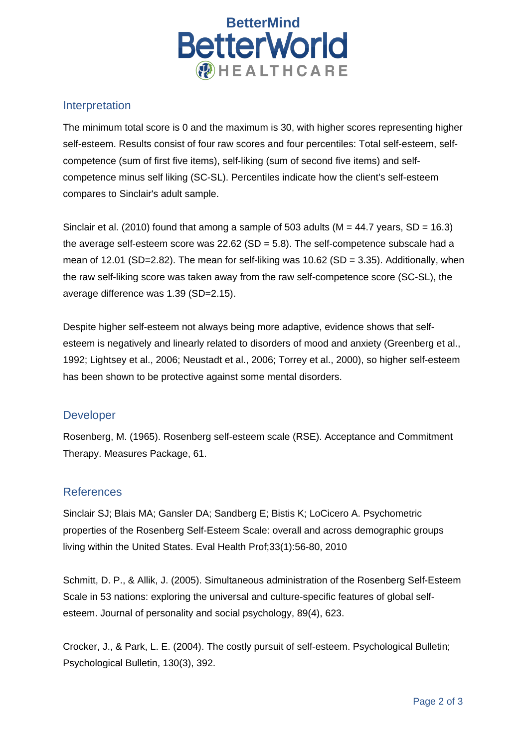## Interpretation

The minimum total score is 0 and the maximum is 30, with higher scores representing higher self-esteem. Results consist of four raw scores and four percentiles: Total self-esteem, self-competence (sum of first five items), self-liking (sum of second five items) and self-competence minus self liking (SC-SL). Percentiles indicate how the client's self-esteem compares to Sinclair's adult sample.

Sinclair et al. (2010) found that among a sample of 503 adults (M = 44.7 years, SD = 16.3) the average self-esteem score was 22.62 (SD = 5.8). The self-competence subscale had a mean of 12.01 (SD=2.82). The mean for self-liking was 10.62 (SD = 3.35). Additionally, when the raw self-liking score was taken away from the raw self-competence score (SC-SL), the average difference was 1.39 (SD=2.15).

Despite higher self-esteem not always being more adaptive, evidence shows that self-esteem is negatively and linearly related to disorders of mood and anxiety (Greenberg et al., 1992; Lightsey et al., 2006; Neustadt et al., 2006; Torrey et al., 2000), so higher self-esteem has been shown to be protective against some mental disorders.

## Developer

Rosenberg, M. (1965). Rosenberg self-esteem scale (RSE). Acceptance and Commitment Therapy. Measures Package, 61.

## References

Sinclair SJ; Blais MA; Gansler DA; Sandberg E; Bistis K; LoCicero A. Psychometric properties of the Rosenberg Self-Esteem Scale: overall and across demographic groups living within the United States. Eval Health Prof;33(1):56-80, 2010

Schmitt, D. P., & Allik, J. (2005). Simultaneous administration of the Rosenberg Self-Esteem Scale in 53 nations: exploring the universal and culture-specific features of global self-esteem. Journal of personality and social psychology, 89(4), 623.

Crocker, J., & Park, L. E. (2004). The costly pursuit of self-esteem. Psychological Bulletin; Psychological Bulletin, 130(3), 392.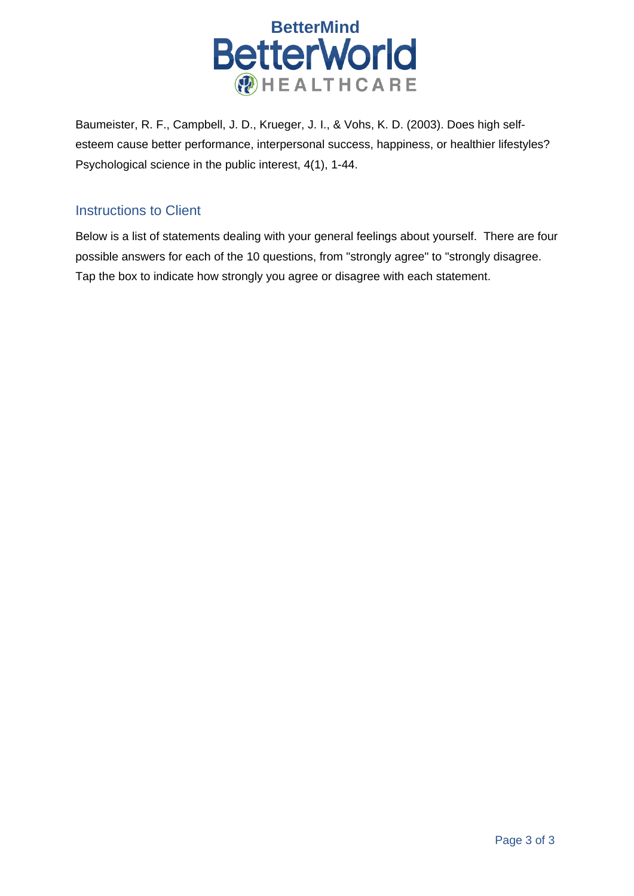Baumeister, R. F., Campbell, J. D., Krueger, J. I., & Vohs, K. D. (2003). Does high self-esteem cause better performance, interpersonal success, happiness, or healthier lifestyles? Psychological science in the public interest, 4(1), 1-44.

## Instructions to Client

Below is a list of statements dealing with your general feelings about yourself. There are four possible answers for each of the 10 questions, from "strongly agree" to "strongly disagree. Tap the box to indicate how strongly you agree or disagree with each statement.